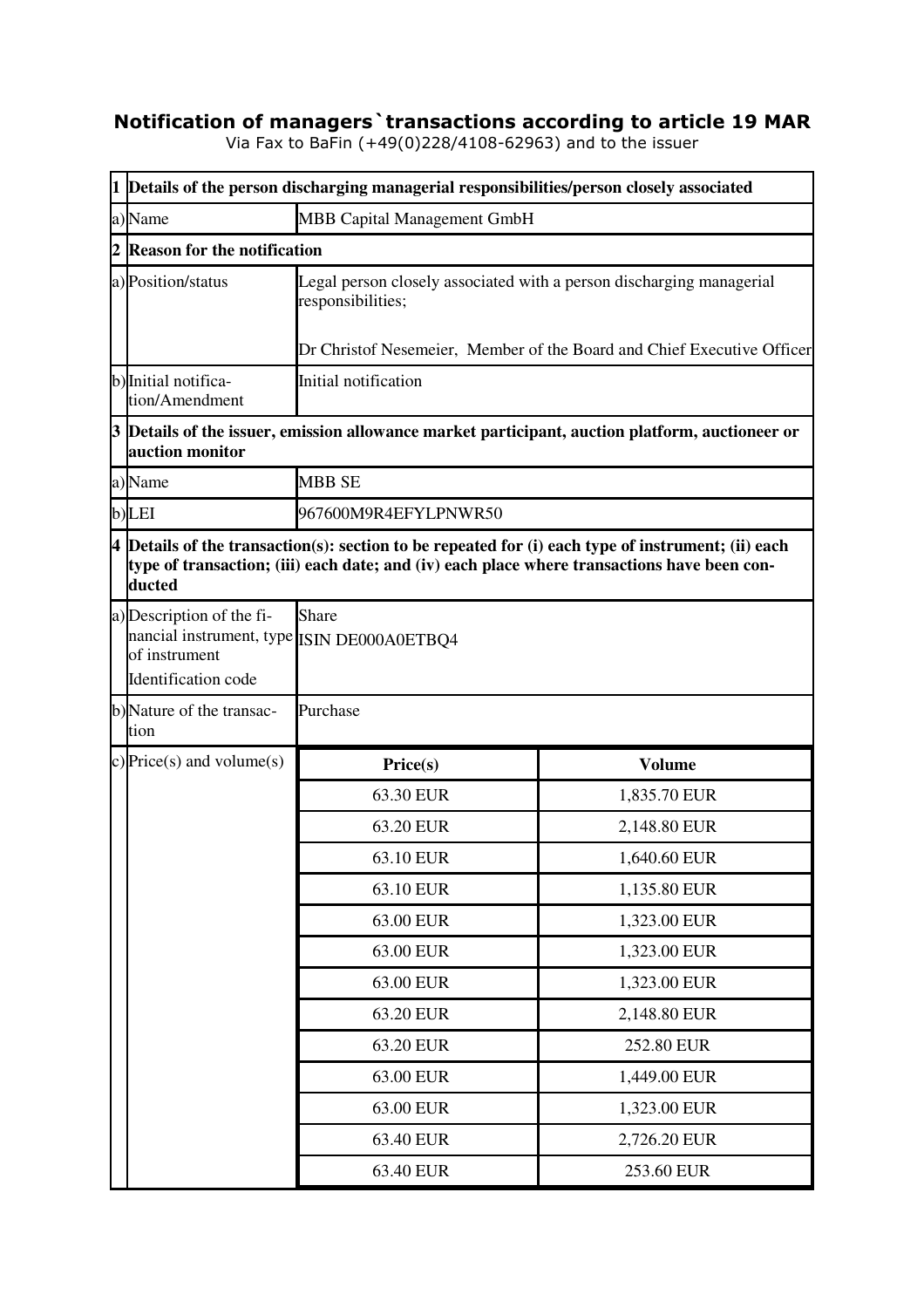# Notification of managers`transactions according to article 19 MAR

Via Fax to BaFin (+49(0)228/4108-62963) and to the issuer

| | | | |
|---|---|---|---|
| **1** | **Details of the person discharging managerial responsibilities/person closely associated** | | |
| a) | Name | MBB Capital Management GmbH | |
| **2** | **Reason for the notification** | | |
| a) | Position/status | Legal person closely associated with a person discharging managerial responsibilities;<br><br>Dr Christof Nesemeier, Member of the Board and Chief Executive Officer | |
| b) | Initial notification/Amendment | Initial notification | |
| **3** | **Details of the issuer, emission allowance market participant, auction platform, auctioneer or auction monitor** | | |
| a) | Name | MBB SE | |
| b) | LEI | 967600M9R4EFYLPNWR50 | |
| **4** | **Details of the transaction(s): section to be repeated for (i) each type of instrument; (ii) each type of transaction; (iii) each date; and (iv) each place where transactions have been conducted** | | |
| a) | Description of the financial instrument, type of instrument<br>Identification code | Share<br>ISIN DE000A0ETBQ4 | |
| b) | Nature of the transaction | Purchase | |
| c) | Price(s) and volume(s) | **Price(s)** | **Volume** |
| | | 63.30 EUR | 1,835.70 EUR |
| | | 63.20 EUR | 2,148.80 EUR |
| | | 63.10 EUR | 1,640.60 EUR |
| | | 63.10 EUR | 1,135.80 EUR |
| | | 63.00 EUR | 1,323.00 EUR |
| | | 63.00 EUR | 1,323.00 EUR |
| | | 63.00 EUR | 1,323.00 EUR |
| | | 63.20 EUR | 2,148.80 EUR |
| | | 63.20 EUR | 252.80 EUR |
| | | 63.00 EUR | 1,449.00 EUR |
| | | 63.00 EUR | 1,323.00 EUR |
| | | 63.40 EUR | 2,726.20 EUR |
| | | 63.40 EUR | 253.60 EUR |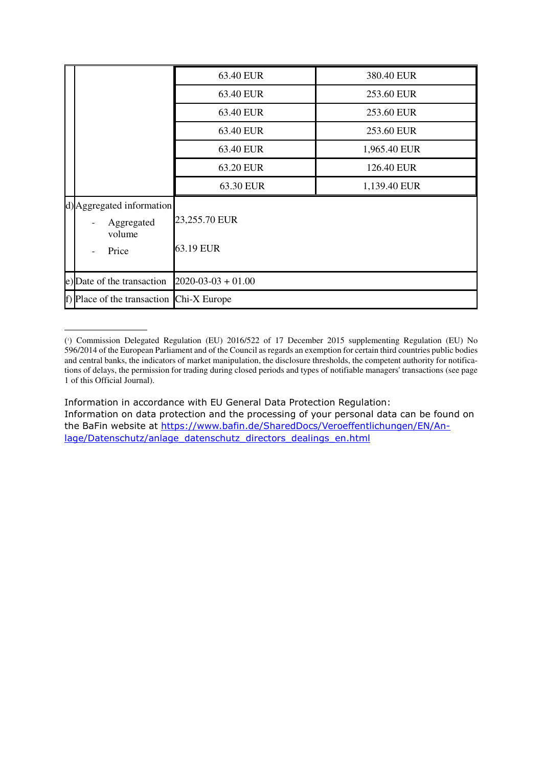| | | | |
|---|---|---|---|
| | | 63.40 EUR | 380.40 EUR |
| | | 63.40 EUR | 253.60 EUR |
| | | 63.40 EUR | 253.60 EUR |
| | | 63.40 EUR | 253.60 EUR |
| | | 63.40 EUR | 1,965.40 EUR |
| | | 63.20 EUR | 126.40 EUR |
| | | 63.30 EUR | 1,139.40 EUR |
| d) | Aggregated information<br>- Aggregated volume<br>- Price | 23,255.70 EUR<br>63.19 EUR | |
| e) | Date of the transaction | 2020-03-03 + 01.00 | |
| f) | Place of the transaction | Chi-X Europe | |

---

(1) Commission Delegated Regulation (EU) 2016/522 of 17 December 2015 supplementing Regulation (EU) No 596/2014 of the European Parliament and of the Council as regards an exemption for certain third countries public bodies and central banks, the indicators of market manipulation, the disclosure thresholds, the competent authority for notifications of delays, the permission for trading during closed periods and types of notifiable managers' transactions (see page 1 of this Official Journal).

Information in accordance with EU General Data Protection Regulation:
Information on data protection and the processing of your personal data can be found on the BaFin website at https://www.bafin.de/SharedDocs/Veroeffentlichungen/EN/Anlage/Datenschutz/anlage_datenschutz_directors_dealings_en.html